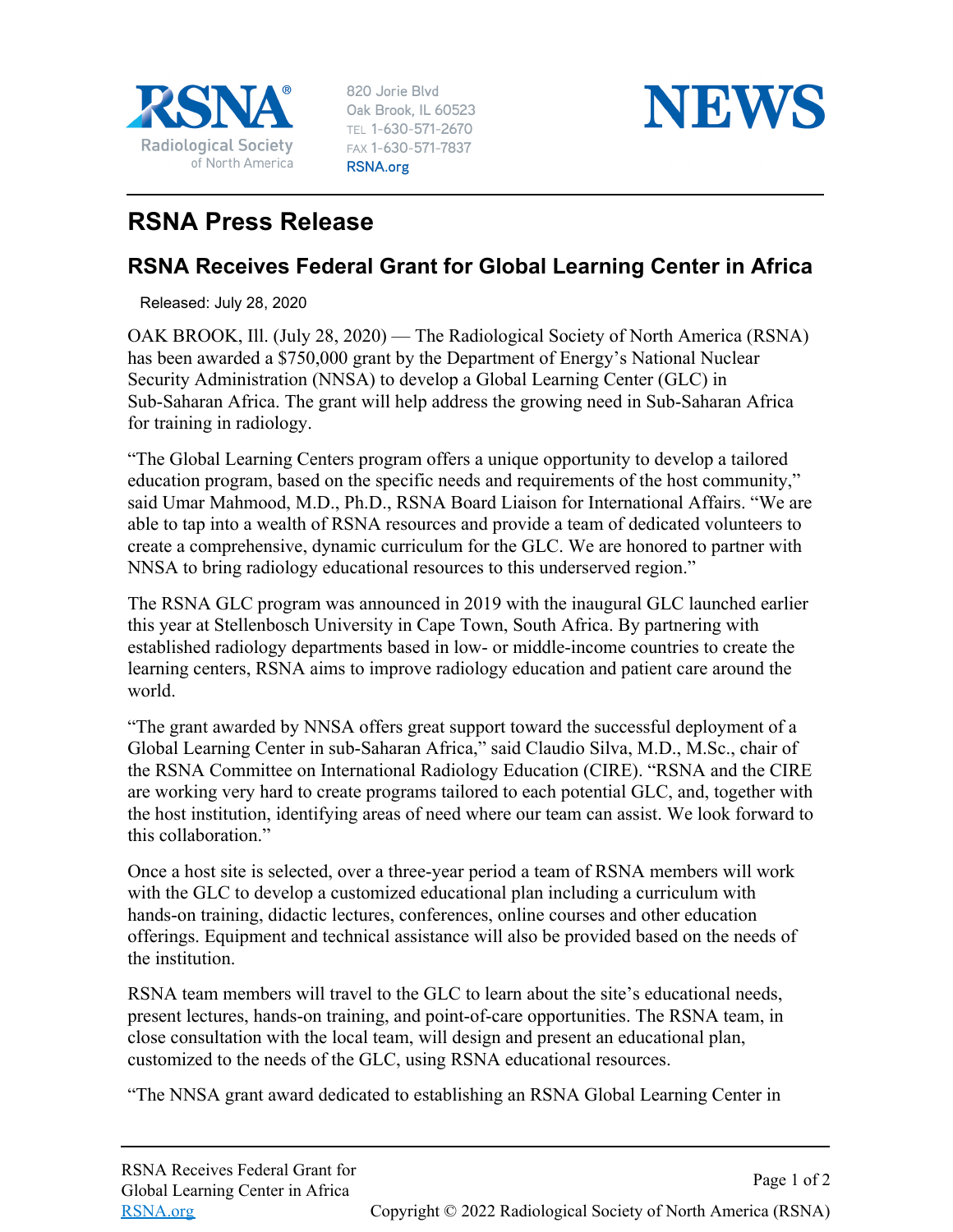820 Jorie Blvd
Oak Brook, IL 60523
TEL 1-630-571-2670
FAX 1-630-571-7837
RSNA.org

# NEWS

## RSNA Press Release

### RSNA Receives Federal Grant for Global Learning Center in Africa

Released: July 28, 2020

OAK BROOK, Ill. (July 28, 2020) — The Radiological Society of North America (RSNA) has been awarded a $750,000 grant by the Department of Energy's National Nuclear Security Administration (NNSA) to develop a Global Learning Center (GLC) in Sub-Saharan Africa. The grant will help address the growing need in Sub-Saharan Africa for training in radiology.

"The Global Learning Centers program offers a unique opportunity to develop a tailored education program, based on the specific needs and requirements of the host community," said Umar Mahmood, M.D., Ph.D., RSNA Board Liaison for International Affairs. "We are able to tap into a wealth of RSNA resources and provide a team of dedicated volunteers to create a comprehensive, dynamic curriculum for the GLC. We are honored to partner with NNSA to bring radiology educational resources to this underserved region."

The RSNA GLC program was announced in 2019 with the inaugural GLC launched earlier this year at Stellenbosch University in Cape Town, South Africa. By partnering with established radiology departments based in low- or middle-income countries to create the learning centers, RSNA aims to improve radiology education and patient care around the world.

"The grant awarded by NNSA offers great support toward the successful deployment of a Global Learning Center in sub-Saharan Africa," said Claudio Silva, M.D., M.Sc., chair of the RSNA Committee on International Radiology Education (CIRE). "RSNA and the CIRE are working very hard to create programs tailored to each potential GLC, and, together with the host institution, identifying areas of need where our team can assist. We look forward to this collaboration."

Once a host site is selected, over a three-year period a team of RSNA members will work with the GLC to develop a customized educational plan including a curriculum with hands-on training, didactic lectures, conferences, online courses and other education offerings. Equipment and technical assistance will also be provided based on the needs of the institution.

RSNA team members will travel to the GLC to learn about the site's educational needs, present lectures, hands-on training, and point-of-care opportunities. The RSNA team, in close consultation with the local team, will design and present an educational plan, customized to the needs of the GLC, using RSNA educational resources.

"The NNSA grant award dedicated to establishing an RSNA Global Learning Center in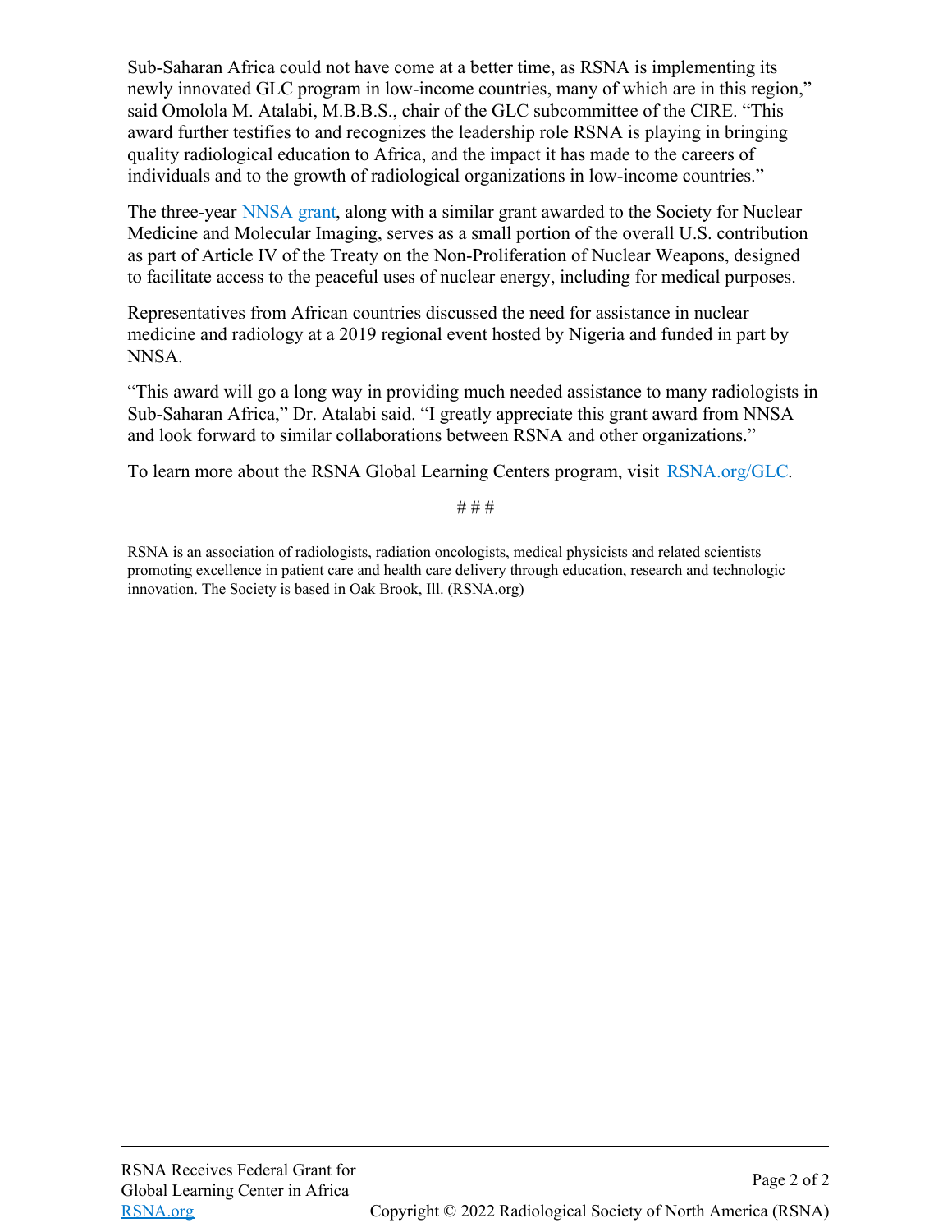Sub-Saharan Africa could not have come at a better time, as RSNA is implementing its newly innovated GLC program in low-income countries, many of which are in this region," said Omolola M. Atalabi, M.B.B.S., chair of the GLC subcommittee of the CIRE. "This award further testifies to and recognizes the leadership role RSNA is playing in bringing quality radiological education to Africa, and the impact it has made to the careers of individuals and to the growth of radiological organizations in low-income countries."

The three-year NNSA grant, along with a similar grant awarded to the Society for Nuclear Medicine and Molecular Imaging, serves as a small portion of the overall U.S. contribution as part of Article IV of the Treaty on the Non-Proliferation of Nuclear Weapons, designed to facilitate access to the peaceful uses of nuclear energy, including for medical purposes.

Representatives from African countries discussed the need for assistance in nuclear medicine and radiology at a 2019 regional event hosted by Nigeria and funded in part by NNSA.

"This award will go a long way in providing much needed assistance to many radiologists in Sub-Saharan Africa," Dr. Atalabi said. "I greatly appreciate this grant award from NNSA and look forward to similar collaborations between RSNA and other organizations."

To learn more about the RSNA Global Learning Centers program, visit RSNA.org/GLC.

# # #

RSNA is an association of radiologists, radiation oncologists, medical physicists and related scientists promoting excellence in patient care and health care delivery through education, research and technologic innovation. The Society is based in Oak Brook, Ill. (RSNA.org)